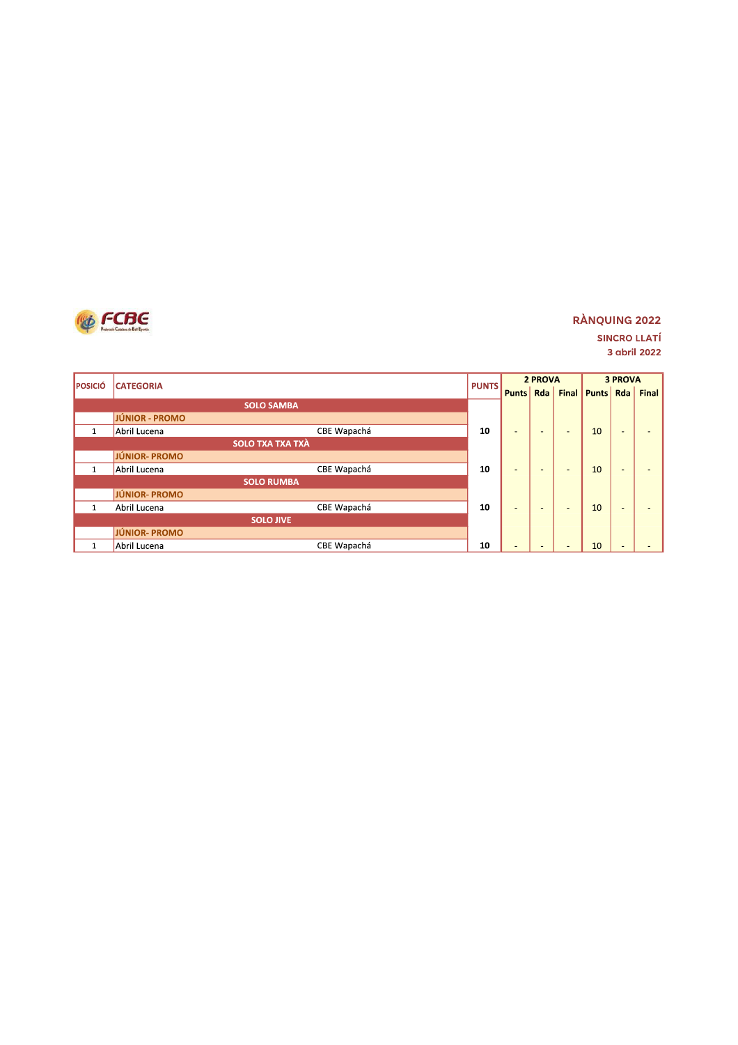FCBE

**RÀNQUING 2022**

**SINCRO LLATÍ**

**3 abril 2022**

| POSICIÓ | CATEGORIA | | PUNTS | 2 PROVA | | | 3 PROVA | | |
|---|---|---|---|---|---|---|---|---|---|
| | | | | Punts | Rda | Final | Punts | Rda | Final |
| | **SOLO SAMBA** | | | | | | | | |
| | **JÚNIOR - PROMO** | | | | | | | | |
| 1 | Abril Lucena | CBE Wapachá | **10** | - | - | - | 10 | - | - |
| | **SOLO TXA TXA TXÀ** | | | | | | | | |
| | **JÚNIOR- PROMO** | | | | | | | | |
| 1 | Abril Lucena | CBE Wapachá | **10** | - | - | - | 10 | - | - |
| | **SOLO RUMBA** | | | | | | | | |
| | **JÚNIOR- PROMO** | | | | | | | | |
| 1 | Abril Lucena | CBE Wapachá | **10** | - | - | - | 10 | - | - |
| | **SOLO JIVE** | | | | | | | | |
| | **JÚNIOR- PROMO** | | | | | | | | |
| 1 | Abril Lucena | CBE Wapachá | **10** | - | - | - | 10 | - | - |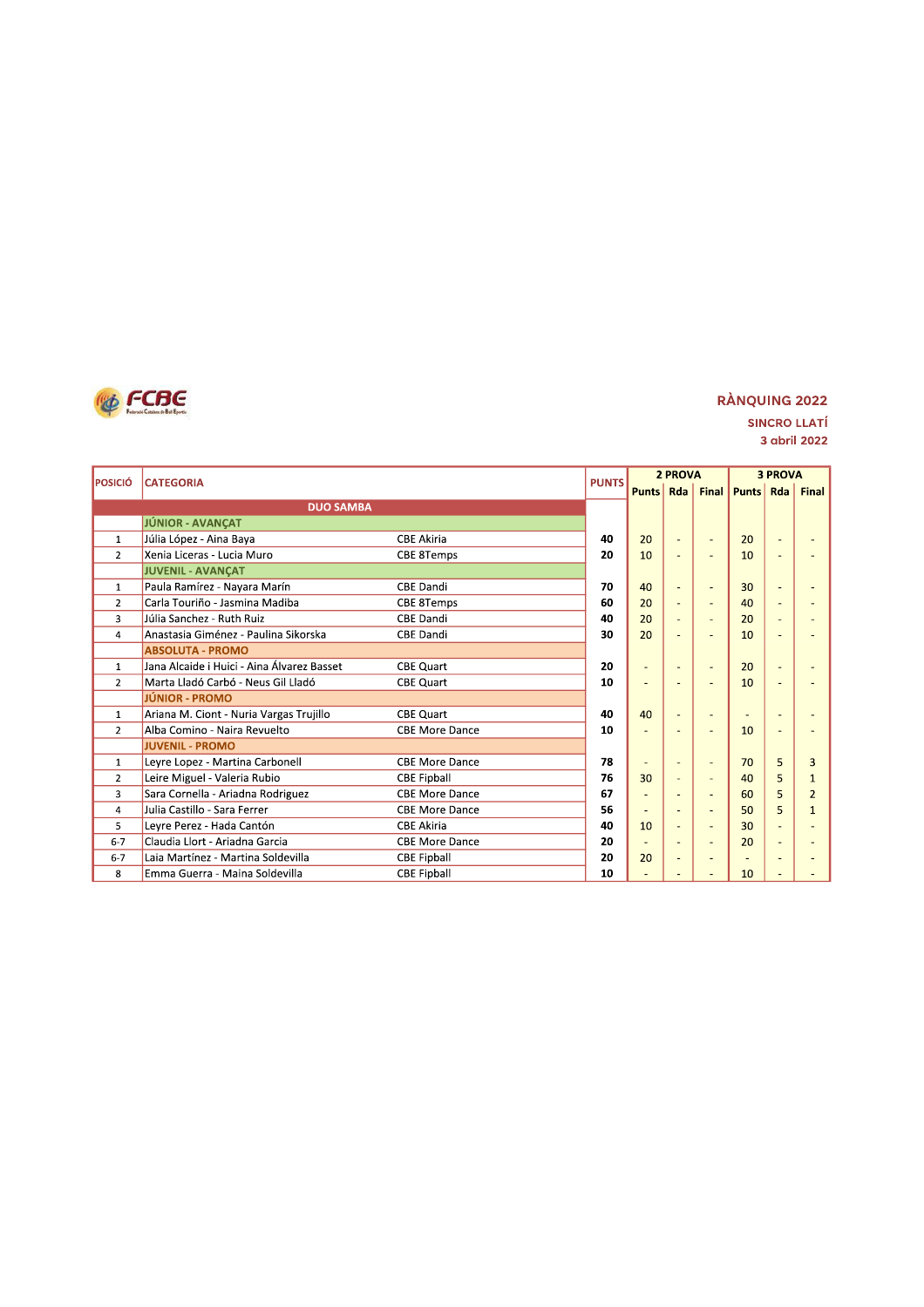FCBE Federació Catalana de Ball Esportiu

## RÀNQUING 2022

### SINCRO LLATÍ

3 abril 2022

| POSICIÓ | CATEGORIA | | PUNTS | 2 PROVA | | | 3 PROVA | | |
|---|---|---|---|---|---|---|---|---|---|
| | | | | Punts | Rda | Final | Punts | Rda | Final |
| | **DUO SAMBA** | | | | | | | | |
| | **JÚNIOR - AVANÇAT** | | | | | | | | |
| 1 | Júlia López - Aina Baya | CBE Akiria | **40** | 20 | - | - | 20 | - | - |
| 2 | Xenia Liceras - Lucia Muro | CBE 8Temps | **20** | 10 | - | - | 10 | - | - |
| | **JUVENIL - AVANÇAT** | | | | | | | | |
| 1 | Paula Ramírez - Nayara Marín | CBE Dandi | **70** | 40 | - | - | 30 | - | - |
| 2 | Carla Touriño - Jasmina Madiba | CBE 8Temps | **60** | 20 | - | - | 40 | - | - |
| 3 | Júlia Sanchez - Ruth Ruiz | CBE Dandi | **40** | 20 | - | - | 20 | - | - |
| 4 | Anastasia Giménez - Paulina Sikorska | CBE Dandi | **30** | 20 | - | - | 10 | - | - |
| | **ABSOLUTA - PROMO** | | | | | | | | |
| 1 | Jana Alcaide i Huici - Aina Álvarez Basset | CBE Quart | **20** | - | - | - | 20 | - | - |
| 2 | Marta Lladó Carbó - Neus Gil Lladó | CBE Quart | **10** | - | - | - | 10 | - | - |
| | **JÚNIOR - PROMO** | | | | | | | | |
| 1 | Ariana M. Ciont - Nuria Vargas Trujillo | CBE Quart | **40** | 40 | - | - | - | - | - |
| 2 | Alba Comino - Naira Revuelto | CBE More Dance | **10** | - | - | - | 10 | - | - |
| | **JUVENIL - PROMO** | | | | | | | | |
| 1 | Leyre Lopez - Martina Carbonell | CBE More Dance | **78** | - | - | - | 70 | 5 | 3 |
| 2 | Leire Miguel - Valeria Rubio | CBE Fipball | **76** | 30 | - | - | 40 | 5 | 1 |
| 3 | Sara Cornella - Ariadna Rodriguez | CBE More Dance | **67** | - | - | - | 60 | 5 | 2 |
| 4 | Julia Castillo - Sara Ferrer | CBE More Dance | **56** | - | - | - | 50 | 5 | 1 |
| 5 | Leyre Perez - Hada Cantón | CBE Akiria | **40** | 10 | - | - | 30 | - | - |
| 6-7 | Claudia Llort - Ariadna Garcia | CBE More Dance | **20** | - | - | - | 20 | - | - |
| 6-7 | Laia Martinez - Martina Soldevilla | CBE Fipball | **20** | 20 | - | - | - | - | - |
| 8 | Emma Guerra - Maina Soldevilla | CBE Fipball | **10** | - | - | - | 10 | - | - |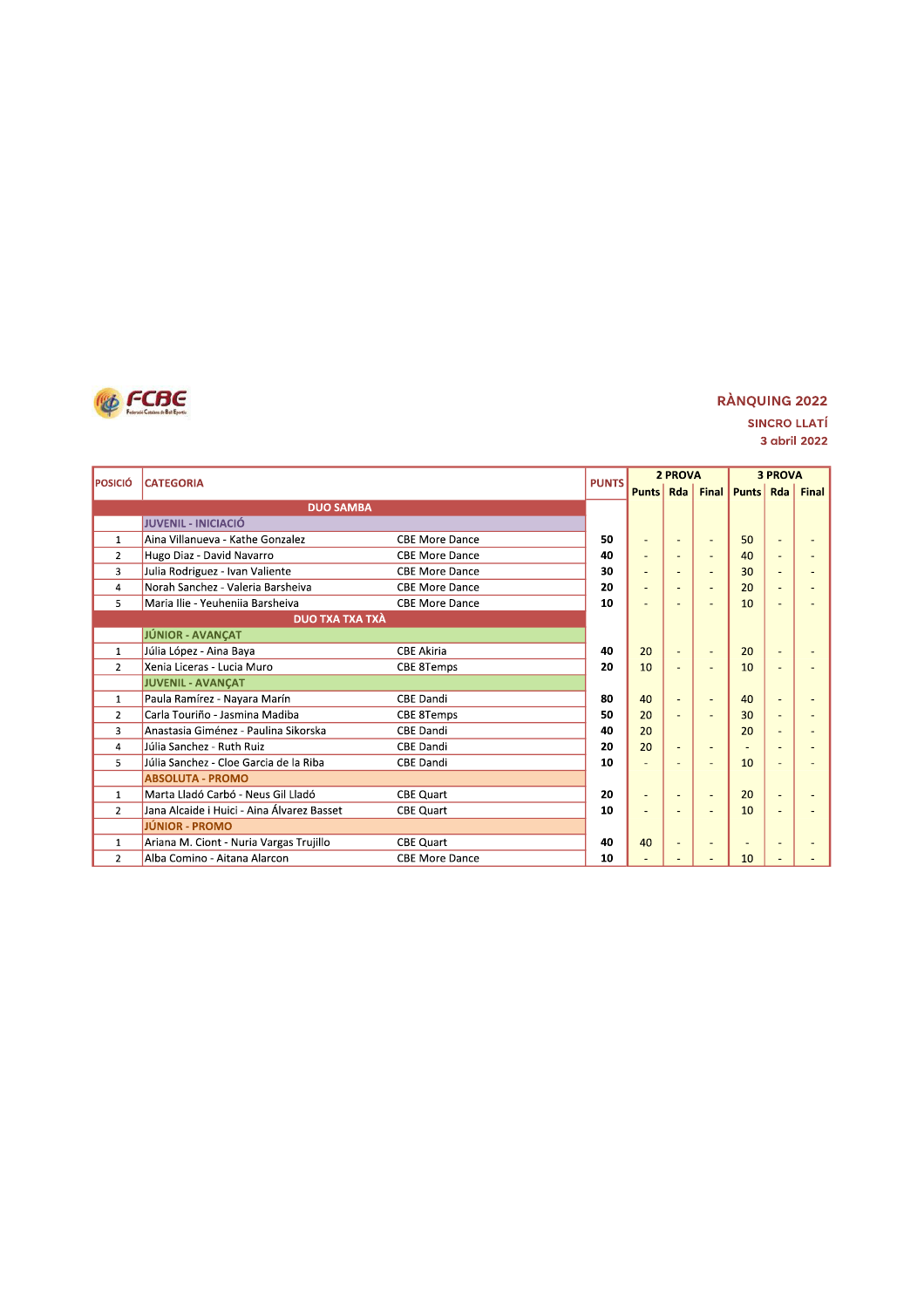FCBE

RÀNQUING 2022

SINCRO LLATÍ

3 abril 2022

| POSICIÓ | CATEGORIA | | PUNTS | 2 PROVA | | | 3 PROVA | | |
|---|---|---|---|---|---|---|---|---|---|
| | | | | Punts | Rda | Final | Punts | Rda | Final |
| | **DUO SAMBA** | | | | | | | | |
| | **JUVENIL - INICIACIÓ** | | | | | | | | |
| 1 | Aina Villanueva - Kathe Gonzalez | CBE More Dance | **50** | - | - | - | 50 | - | - |
| 2 | Hugo Diaz - David Navarro | CBE More Dance | **40** | - | - | - | 40 | - | - |
| 3 | Julia Rodriguez - Ivan Valiente | CBE More Dance | **30** | - | - | - | 30 | - | - |
| 4 | Norah Sanchez - Valeria Barsheiva | CBE More Dance | **20** | - | - | - | 20 | - | - |
| 5 | Maria Ilie - Yeuheniia Barsheiva | CBE More Dance | **10** | - | - | - | 10 | - | - |
| | **DUO TXA TXA TXÀ** | | | | | | | | |
| | **JÚNIOR - AVANÇAT** | | | | | | | | |
| 1 | Júlia López - Aina Baya | CBE Akiria | **40** | 20 | - | - | 20 | - | - |
| 2 | Xenia Liceras - Lucia Muro | CBE 8Temps | **20** | 10 | - | - | 10 | - | - |
| | **JUVENIL - AVANÇAT** | | | | | | | | |
| 1 | Paula Ramírez - Nayara Marín | CBE Dandi | **80** | 40 | - | - | 40 | - | - |
| 2 | Carla Touriño - Jasmina Madiba | CBE 8Temps | **50** | 20 | - | - | 30 | - | - |
| 3 | Anastasia Giménez - Paulina Sikorska | CBE Dandi | **40** | 20 | | | 20 | - | - |
| 4 | Júlia Sanchez - Ruth Ruiz | CBE Dandi | **20** | 20 | - | - | - | - | - |
| 5 | Júlia Sanchez - Cloe Garcia de la Riba | CBE Dandi | **10** | - | - | - | 10 | - | - |
| | **ABSOLUTA - PROMO** | | | | | | | | |
| 1 | Marta Lladó Carbó - Neus Gil Lladó | CBE Quart | **20** | - | - | - | 20 | - | - |
| 2 | Jana Alcaide i Huici - Aina Álvarez Basset | CBE Quart | **10** | - | - | - | 10 | - | - |
| | **JÚNIOR - PROMO** | | | | | | | | |
| 1 | Ariana M. Ciont - Nuria Vargas Trujillo | CBE Quart | **40** | 40 | - | - | - | - | - |
| 2 | Alba Comino - Aitana Alarcon | CBE More Dance | **10** | - | - | - | 10 | - | - |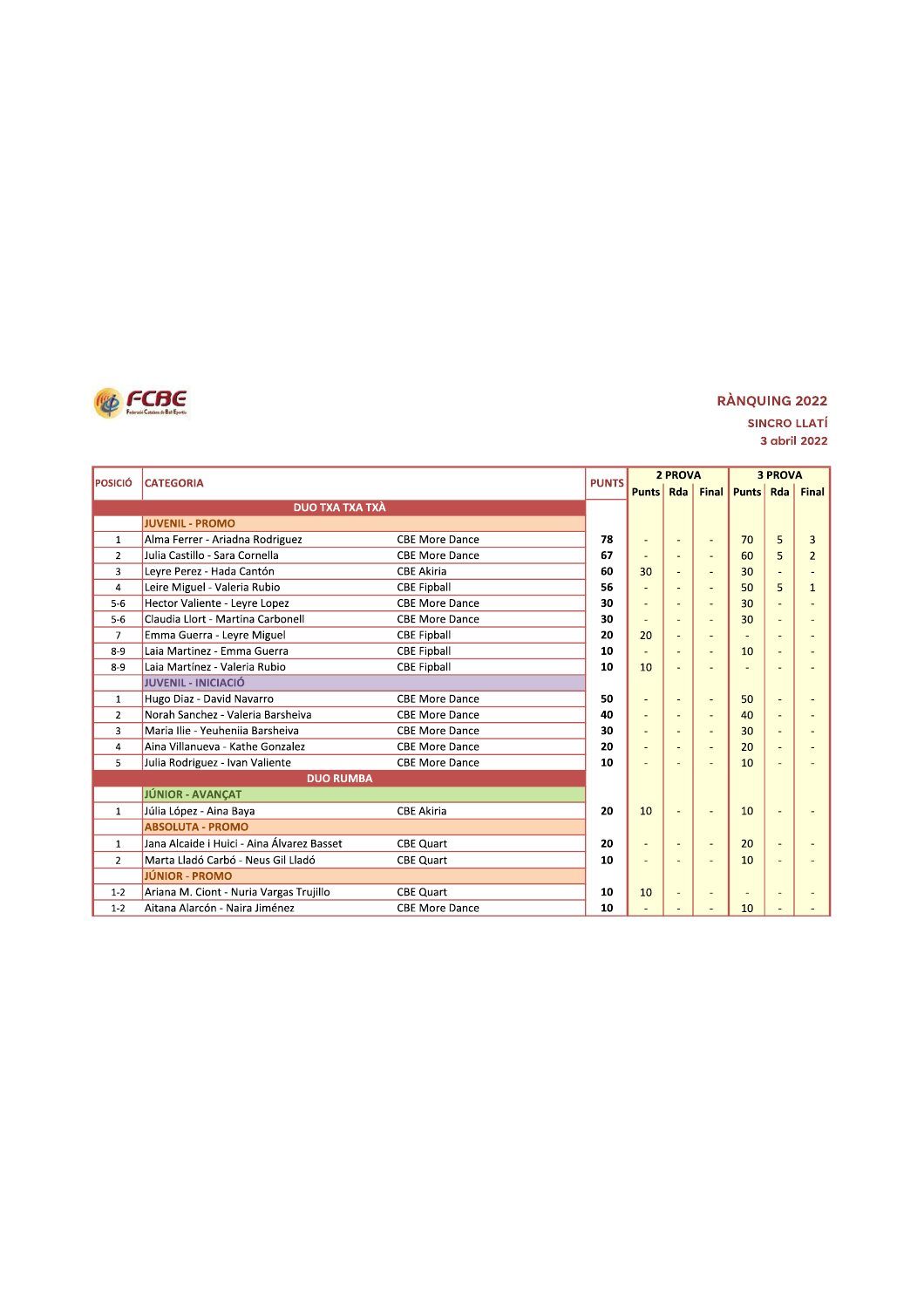FCBE

Federació Catalana de Ball Esportiu

**RÀNQUING 2022**

**SINCRO LLATÍ**

**3 abril 2022**

| POSICIÓ | CATEGORIA | | PUNTS | 2 PROVA | | | 3 PROVA | | |
|---|---|---|---|---|---|---|---|---|---|
| | | | | Punts | Rda | Final | Punts | Rda | Final |
| | **DUO TXA TXA TXÀ** | | | | | | | | |
| | **JUVENIL - PROMO** | | | | | | | | |
| 1 | Alma Ferrer - Ariadna Rodriguez | CBE More Dance | **78** | - | - | - | 70 | 5 | 3 |
| 2 | Julia Castillo - Sara Cornella | CBE More Dance | **67** | - | - | - | 60 | 5 | 2 |
| 3 | Leyre Perez - Hada Cantón | CBE Akiria | **60** | 30 | - | - | 30 | - | - |
| 4 | Leire Miguel - Valeria Rubio | CBE Fipball | **56** | - | - | - | 50 | 5 | 1 |
| 5-6 | Hector Valiente - Leyre Lopez | CBE More Dance | **30** | - | - | - | 30 | - | - |
| 5-6 | Claudia Llort - Martina Carbonell | CBE More Dance | **30** | - | - | - | 30 | - | - |
| 7 | Emma Guerra - Leyre Miguel | CBE Fipball | **20** | 20 | - | - | - | - | - |
| 8-9 | Laia Martinez - Emma Guerra | CBE Fipball | **10** | - | - | - | 10 | - | - |
| 8-9 | Laia Martínez - Valeria Rubio | CBE Fipball | **10** | 10 | - | - | - | - | - |
| | **JUVENIL - INICIACIÓ** | | | | | | | | |
| 1 | Hugo Diaz - David Navarro | CBE More Dance | **50** | - | - | - | 50 | - | - |
| 2 | Norah Sanchez - Valeria Barsheiva | CBE More Dance | **40** | - | - | - | 40 | - | - |
| 3 | Maria Ilie - Yeuheniia Barsheiva | CBE More Dance | **30** | - | - | - | 30 | - | - |
| 4 | Aina Villanueva - Kathe Gonzalez | CBE More Dance | **20** | - | - | - | 20 | - | - |
| 5 | Julia Rodriguez - Ivan Valiente | CBE More Dance | **10** | - | - | - | 10 | - | - |
| | **DUO RUMBA** | | | | | | | | |
| | **JÚNIOR - AVANÇAT** | | | | | | | | |
| 1 | Júlia López - Aina Baya | CBE Akiria | **20** | 10 | - | - | 10 | - | - |
| | **ABSOLUTA - PROMO** | | | | | | | | |
| 1 | Jana Alcaide i Huici - Aina Álvarez Basset | CBE Quart | **20** | - | - | - | 20 | - | - |
| 2 | Marta Lladó Carbó - Neus Gil Lladó | CBE Quart | **10** | - | - | - | 10 | - | - |
| | **JÚNIOR - PROMO** | | | | | | | | |
| 1-2 | Ariana M. Ciont - Nuria Vargas Trujillo | CBE Quart | **10** | 10 | - | - | - | - | - |
| 1-2 | Aitana Alarcón - Naira Jiménez | CBE More Dance | **10** | - | - | - | 10 | - | - |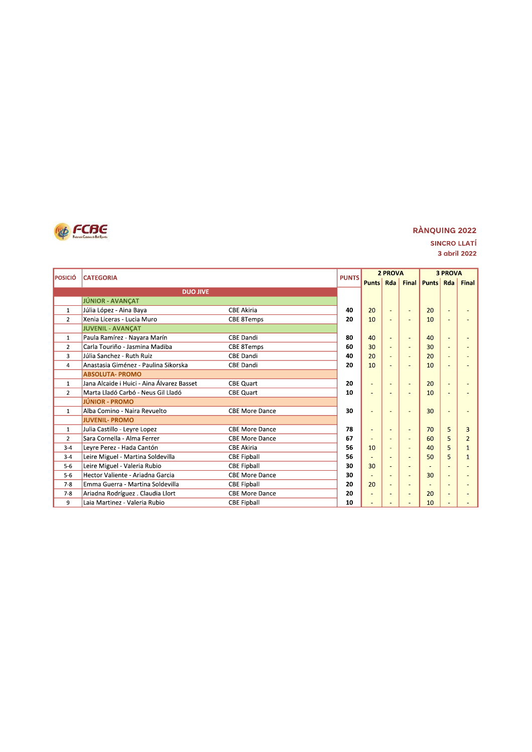FCBE

## RÀNQUING 2022

### SINCRO LLATÍ

3 abril 2022

| POSICIÓ | CATEGORIA | | PUNTS | 2 PROVA | | | 3 PROVA | | |
|---|---|---|---|---|---|---|---|---|---|
| | | | | Punts | Rda | Final | Punts | Rda | Final |
| | **DUO JIVE** | | | | | | | | |
| | **JÚNIOR - AVANÇAT** | | | | | | | | |
| 1 | Júlia López - Aina Baya | CBE Akiria | **40** | 20 | - | - | 20 | - | - |
| 2 | Xenia Liceras - Lucia Muro | CBE 8Temps | **20** | 10 | - | - | 10 | - | - |
| | **JUVENIL - AVANÇAT** | | | | | | | | |
| 1 | Paula Ramírez - Nayara Marín | CBE Dandi | **80** | 40 | - | - | 40 | - | - |
| 2 | Carla Touriño - Jasmina Madiba | CBE 8Temps | **60** | 30 | - | - | 30 | - | - |
| 3 | Júlia Sanchez - Ruth Ruiz | CBE Dandi | **40** | 20 | - | - | 20 | - | - |
| 4 | Anastasia Giménez - Paulina Sikorska | CBE Dandi | **20** | 10 | - | - | 10 | - | - |
| | **ABSOLUTA- PROMO** | | | | | | | | |
| 1 | Jana Alcaide i Huici - Aina Álvarez Basset | CBE Quart | **20** | - | - | - | 20 | - | - |
| 2 | Marta Lladó Carbó - Neus Gil Lladó | CBE Quart | **10** | - | - | - | 10 | - | - |
| | **JÚNIOR - PROMO** | | | | | | | | |
| 1 | Alba Comino - Naira Revuelto | CBE More Dance | **30** | - | - | - | 30 | - | - |
| | **JUVENIL- PROMO** | | | | | | | | |
| 1 | Julia Castillo - Leyre Lopez | CBE More Dance | **78** | - | - | - | 70 | 5 | 3 |
| 2 | Sara Cornella - Alma Ferrer | CBE More Dance | **67** | - | - | - | 60 | 5 | 2 |
| 3-4 | Leyre Perez - Hada Cantón | CBE Akiria | **56** | 10 | - | - | 40 | 5 | 1 |
| 3-4 | Leire Miguel - Martina Soldevilla | CBE Fipball | **56** | - | - | - | 50 | 5 | 1 |
| 5-6 | Leire Miguel - Valeria Rubio | CBE Fipball | **30** | 30 | - | - | - | - | - |
| 5-6 | Hector Valiente - Ariadna Garcia | CBE More Dance | **30** | - | - | - | 30 | - | - |
| 7-8 | Emma Guerra - Martina Soldevilla | CBE Fipball | **20** | 20 | - | - | - | - | - |
| 7-8 | Ariadna Rodríguez . Claudia Llort | CBE More Dance | **20** | - | - | - | 20 | - | - |
| 9 | Laia Martinez - Valeria Rubio | CBE Fipball | **10** | - | - | - | 10 | - | - |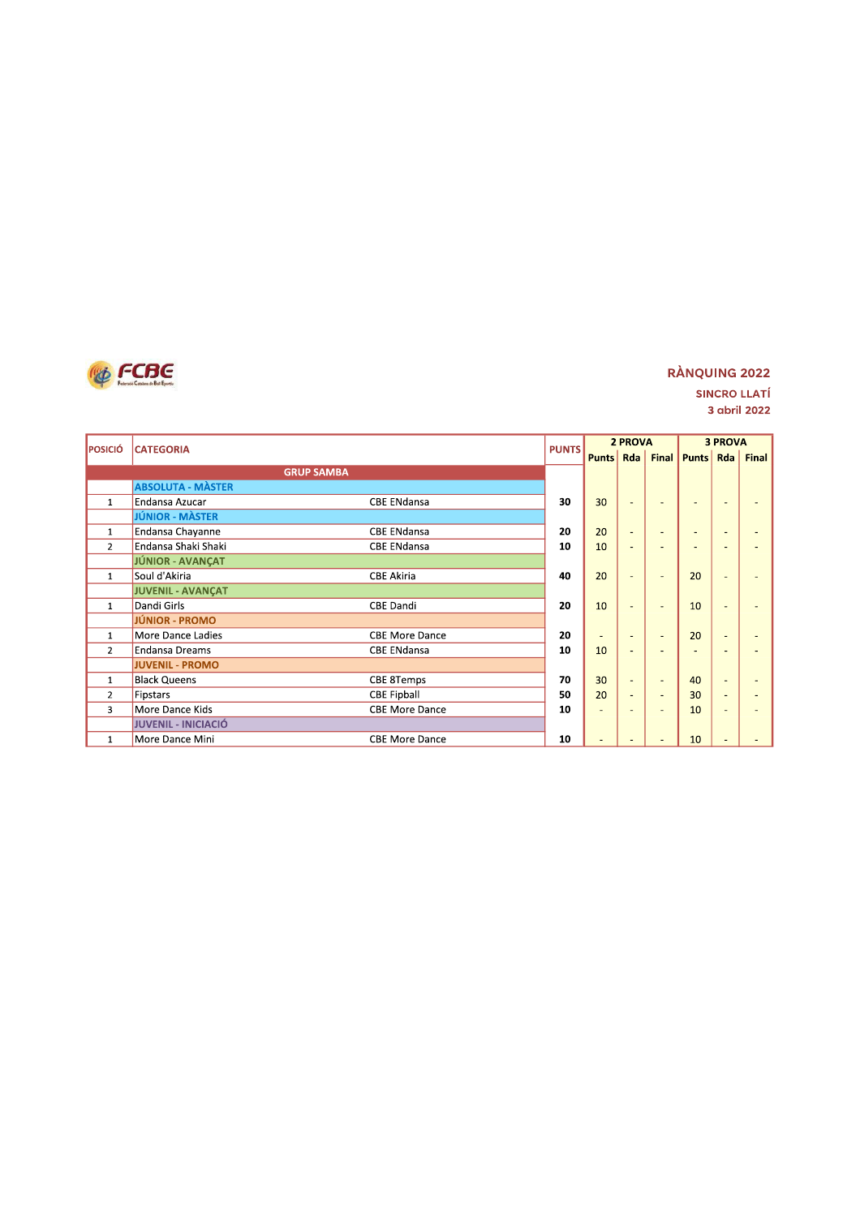FCBE

## RÀNQUING 2022

SINCRO LLATÍ

3 abril 2022

| POSICIÓ | CATEGORIA | | PUNTS | 2 PROVA | | | 3 PROVA | | |
|---|---|---|---|---|---|---|---|---|---|
| | | | | Punts | Rda | Final | Punts | Rda | Final |
| | GRUP SAMBA | | | | | | | | |
| | ABSOLUTA - MÀSTER | | | | | | | | |
| 1 | Endansa Azucar | CBE ENdansa | 30 | 30 | - | - | - | - | - |
| | JÚNIOR - MÀSTER | | | | | | | | |
| 1 | Endansa Chayanne | CBE ENdansa | 20 | 20 | - | - | - | - | - |
| 2 | Endansa Shaki Shaki | CBE ENdansa | 10 | 10 | - | - | - | - | - |
| | JÚNIOR - AVANÇAT | | | | | | | | |
| 1 | Soul d'Akiria | CBE Akiria | 40 | 20 | - | - | 20 | - | - |
| | JUVENIL - AVANÇAT | | | | | | | | |
| 1 | Dandi Girls | CBE Dandi | 20 | 10 | - | - | 10 | - | - |
| | JÚNIOR - PROMO | | | | | | | | |
| 1 | More Dance Ladies | CBE More Dance | 20 | - | - | - | 20 | - | - |
| 2 | Endansa Dreams | CBE ENdansa | 10 | 10 | - | - | - | - | - |
| | JUVENIL - PROMO | | | | | | | | |
| 1 | Black Queens | CBE 8Temps | 70 | 30 | - | - | 40 | - | - |
| 2 | Fipstars | CBE Fipball | 50 | 20 | - | - | 30 | - | - |
| 3 | More Dance Kids | CBE More Dance | 10 | - | - | - | 10 | - | - |
| | JUVENIL - INICIACIÓ | | | | | | | | |
| 1 | More Dance Mini | CBE More Dance | 10 | - | - | - | 10 | - | - |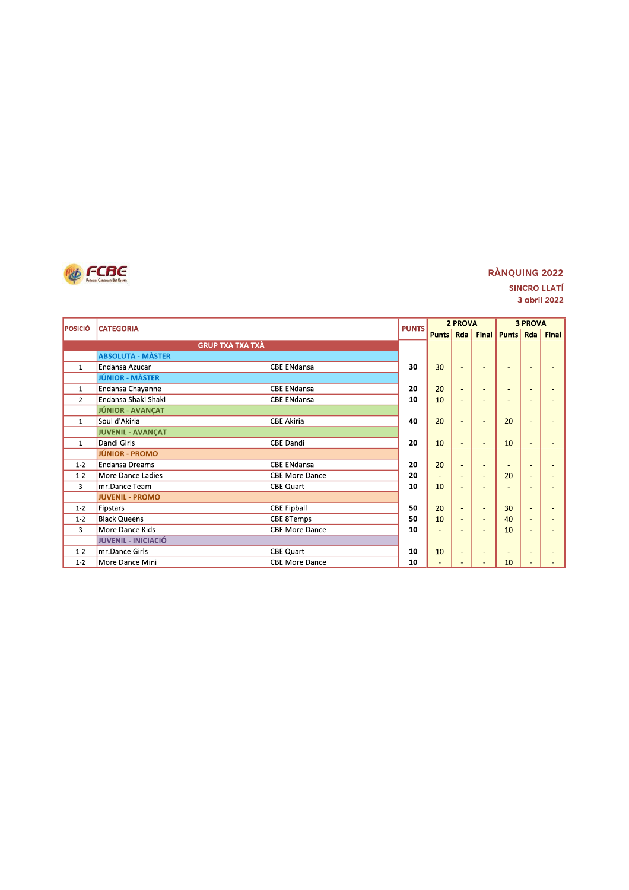FCBE

Federació Catalana de Ball Esportiu

## RÀNQUING 2022

**SINCRO LLATÍ**

**3 abril 2022**

| POSICIÓ | CATEGORIA | | PUNTS | 2 PROVA | | | 3 PROVA | | |
|---|---|---|---|---|---|---|---|---|---|
| | | | | Punts | Rda | Final | Punts | Rda | Final |
| | **GRUP TXA TXA TXÀ** | | | | | | | | |
| | **ABSOLUTA - MÀSTER** | | | | | | | | |
| 1 | Endansa Azucar | CBE ENdansa | **30** | 30 | - | - | - | - | - |
| | **JÚNIOR - MÀSTER** | | | | | | | | |
| 1 | Endansa Chayanne | CBE ENdansa | **20** | 20 | - | - | - | - | - |
| 2 | Endansa Shaki Shaki | CBE ENdansa | **10** | 10 | - | - | - | - | - |
| | **JÚNIOR - AVANÇAT** | | | | | | | | |
| 1 | Soul d'Akiria | CBE Akiria | **40** | 20 | - | - | 20 | - | - |
| | **JUVENIL - AVANÇAT** | | | | | | | | |
| 1 | Dandi Girls | CBE Dandi | **20** | 10 | - | - | 10 | - | - |
| | **JÚNIOR - PROMO** | | | | | | | | |
| 1-2 | Endansa Dreams | CBE ENdansa | **20** | 20 | - | - | - | - | - |
| 1-2 | More Dance Ladies | CBE More Dance | **20** | - | - | - | 20 | - | - |
| 3 | mr.Dance Team | CBE Quart | **10** | 10 | - | - | - | - | - |
| | **JUVENIL - PROMO** | | | | | | | | |
| 1-2 | Fipstars | CBE Fipball | **50** | 20 | - | - | 30 | - | - |
| 1-2 | Black Queens | CBE 8Temps | **50** | 10 | - | - | 40 | - | - |
| 3 | More Dance Kids | CBE More Dance | **10** | - | - | - | 10 | - | - |
| | **JUVENIL - INICIACIÓ** | | | | | | | | |
| 1-2 | mr.Dance Girls | CBE Quart | **10** | 10 | - | - | - | - | - |
| 1-2 | More Dance Mini | CBE More Dance | **10** | - | - | - | 10 | - | - |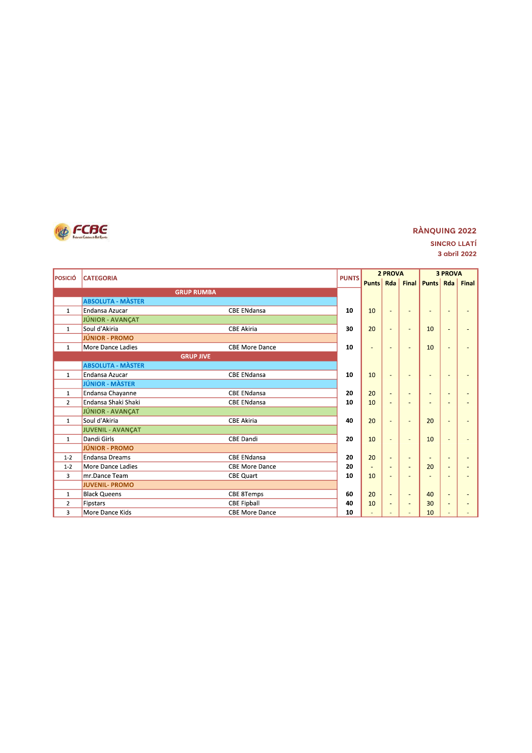FCBE

## RÀNQUING 2022

SINCRO LLATÍ

3 abril 2022

| POSICIÓ | CATEGORIA | | PUNTS | 2 PROVA | | | 3 PROVA | | |
|---|---|---|---|---|---|---|---|---|---|
| | | | | Punts | Rda | Final | Punts | Rda | Final |
| | **GRUP RUMBA** | | | | | | | | |
| | **ABSOLUTA - MÀSTER** | | | | | | | | |
| 1 | Endansa Azucar | CBE ENdansa | **10** | 10 | - | - | - | - | - |
| | **JÚNIOR - AVANÇAT** | | | | | | | | |
| 1 | Soul d'Akiria | CBE Akiria | **30** | 20 | - | - | 10 | - | - |
| | **JÚNIOR - PROMO** | | | | | | | | |
| 1 | More Dance Ladies | CBE More Dance | **10** | - | - | - | 10 | - | - |
| | **GRUP JIVE** | | | | | | | | |
| | **ABSOLUTA - MÀSTER** | | | | | | | | |
| 1 | Endansa Azucar | CBE ENdansa | **10** | 10 | - | - | - | - | - |
| | **JÚNIOR - MÀSTER** | | | | | | | | |
| 1 | Endansa Chayanne | CBE ENdansa | **20** | 20 | - | - | - | - | - |
| 2 | Endansa Shaki Shaki | CBE ENdansa | **10** | 10 | - | - | - | - | - |
| | **JÚNIOR - AVANÇAT** | | | | | | | | |
| 1 | Soul d'Akiria | CBE Akiria | **40** | 20 | - | - | 20 | - | - |
| | **JUVENIL - AVANÇAT** | | | | | | | | |
| 1 | Dandi Girls | CBE Dandi | **20** | 10 | - | - | 10 | - | - |
| | **JÚNIOR - PROMO** | | | | | | | | |
| 1-2 | Endansa Dreams | CBE ENdansa | **20** | 20 | - | - | - | - | - |
| 1-2 | More Dance Ladies | CBE More Dance | **20** | - | - | - | 20 | - | - |
| 3 | mr.Dance Team | CBE Quart | **10** | 10 | - | - | - | - | - |
| | **JUVENIL- PROMO** | | | | | | | | |
| 1 | Black Queens | CBE 8Temps | **60** | 20 | - | - | 40 | - | - |
| 2 | Fipstars | CBE Fipball | **40** | 10 | - | - | 30 | - | - |
| 3 | More Dance Kids | CBE More Dance | **10** | - | - | - | 10 | - | - |